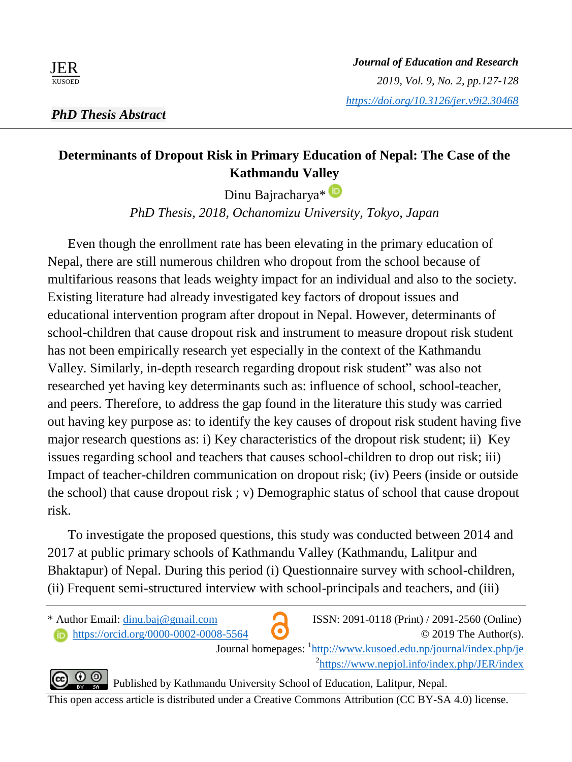PhD Thesis Abstract

# Determinants of Dropout Risk in Primary Education of Nepal: The Case of the Kathmandu Valley

Dinu Bajracharya*

*PhD Thesis, 2018, Ochanomizu University, Tokyo, Japan*

Even though the enrollment rate has been elevating in the primary education of Nepal, there are still numerous children who dropout from the school because of multifarious reasons that leads weighty impact for an individual and also to the society. Existing literature had already investigated key factors of dropout issues and educational intervention program after dropout in Nepal. However, determinants of school-children that cause dropout risk and instrument to measure dropout risk student has not been empirically research yet especially in the context of the Kathmandu Valley. Similarly, in-depth research regarding dropout risk student" was also not researched yet having key determinants such as: influence of school, school-teacher, and peers. Therefore, to address the gap found in the literature this study was carried out having key purpose as: to identify the key causes of dropout risk student having five major research questions as: i) Key characteristics of the dropout risk student; ii) Key issues regarding school and teachers that causes school-children to drop out risk; iii) Impact of teacher-children communication on dropout risk; (iv) Peers (inside or outside the school) that cause dropout risk ; v) Demographic status of school that cause dropout risk.

To investigate the proposed questions, this study was conducted between 2014 and 2017 at public primary schools of Kathmandu Valley (Kathmandu, Lalitpur and Bhaktapur) of Nepal. During this period (i) Questionnaire survey with school-children, (ii) Frequent semi-structured interview with school-principals and teachers, and (iii)

---

\* Author Email: dinu.baj@gmail.com

https://orcid.org/0000-0002-0008-5564

ISSN: 2091-0118 (Print) / 2091-2560 (Online)

© 2019 The Author(s).

Journal homepages: [1]http://www.kusoed.edu.np/journal/index.php/je

[2]https://www.nepjol.info/index.php/JER/index

Published by Kathmandu University School of Education, Lalitpur, Nepal.

This open access article is distributed under a Creative Commons Attribution (CC BY-SA 4.0) license.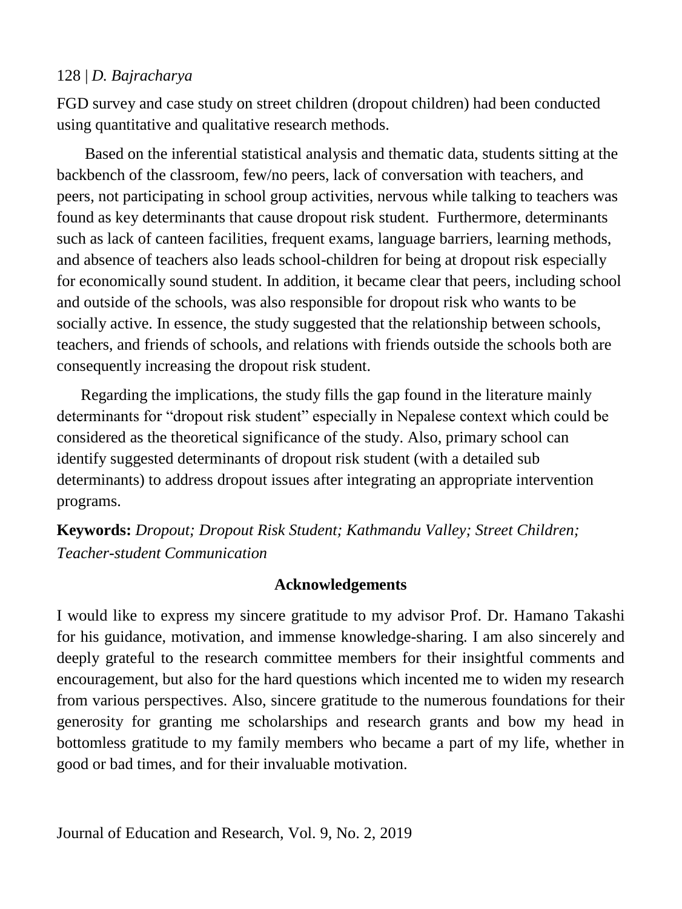FGD survey and case study on street children (dropout children) had been conducted using quantitative and qualitative research methods.

Based on the inferential statistical analysis and thematic data, students sitting at the backbench of the classroom, few/no peers, lack of conversation with teachers, and peers, not participating in school group activities, nervous while talking to teachers was found as key determinants that cause dropout risk student. Furthermore, determinants such as lack of canteen facilities, frequent exams, language barriers, learning methods, and absence of teachers also leads school-children for being at dropout risk especially for economically sound student. In addition, it became clear that peers, including school and outside of the schools, was also responsible for dropout risk who wants to be socially active. In essence, the study suggested that the relationship between schools, teachers, and friends of schools, and relations with friends outside the schools both are consequently increasing the dropout risk student.

Regarding the implications, the study fills the gap found in the literature mainly determinants for "dropout risk student" especially in Nepalese context which could be considered as the theoretical significance of the study. Also, primary school can identify suggested determinants of dropout risk student (with a detailed sub determinants) to address dropout issues after integrating an appropriate intervention programs.

**Keywords:** *Dropout; Dropout Risk Student; Kathmandu Valley; Street Children; Teacher-student Communication*

## Acknowledgements

I would like to express my sincere gratitude to my advisor Prof. Dr. Hamano Takashi for his guidance, motivation, and immense knowledge-sharing. I am also sincerely and deeply grateful to the research committee members for their insightful comments and encouragement, but also for the hard questions which incented me to widen my research from various perspectives. Also, sincere gratitude to the numerous foundations for their generosity for granting me scholarships and research grants and bow my head in bottomless gratitude to my family members who became a part of my life, whether in good or bad times, and for their invaluable motivation.